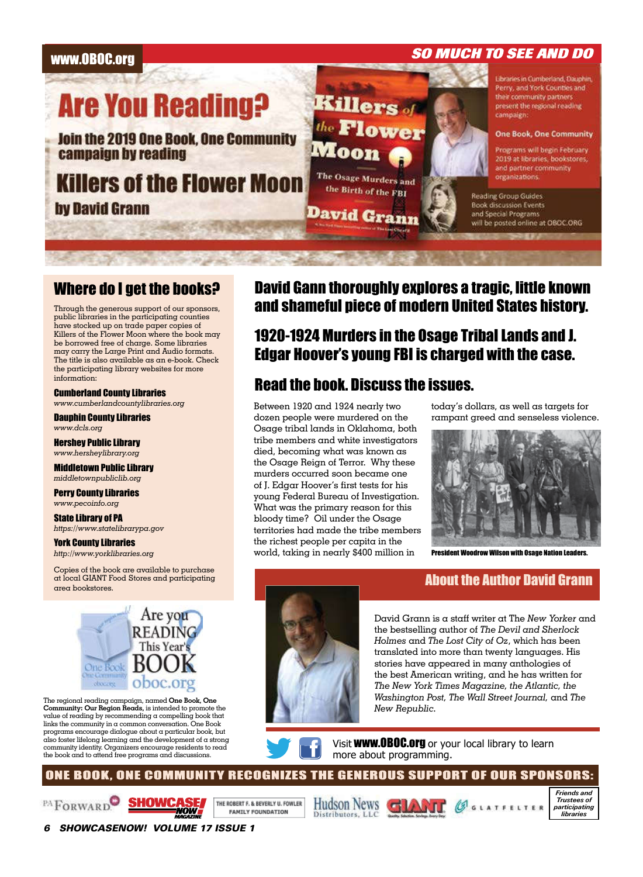www.OBOC.org

SO MUCH TO SEE AND DO

# Are You Reading?

## Join the 2019 One Book, One Community campaign by reading

# Killers of the Flower Moon

## by David Grann

Libraries in Cumberland, Dauphin, Perry, and York Counties and their community partners present the regional reading campaign:

**One Book, One Community**

Programs will begin February 2019 at libraries, bookstores, and partner community organizations.

Reading Group Guides
Book discussion Events
and Special Programs
will be posted online at OBOC.ORG

## Where do I get the books?

Through the generous support of our sponsors, public libraries in the participating counties have stocked up on trade paper copies of Killers of the Flower Moon where the book may be borrowed free of charge. Some libraries may carry the Large Print and Audio formats. The title is also available as an e-book. Check the participating library websites for more information:

**Cumberland County Libraries**
*www.cumberlandcountylibraries.org*

**Dauphin County Libraries**
*www.dcls.org*

**Hershey Public Library**
*www.hersheylibrary.org*

**Middletown Public Library**
*middletownpubliclib.org*

**Perry County Libraries**
*www.pecoinfo.org*

**State Library of PA**
*https://www.statelibrarypa.gov*

**York County Libraries**
*http://www.yorklibraries.org*

Copies of the book are available to purchase at local GIANT Food Stores and participating area bookstores.

The regional reading campaign, named **One Book, One Community: Our Region Reads,** is intended to promote the value of reading by recommending a compelling book that links the community in a common conversation. One Book programs encourage dialogue about a particular book, but also foster lifelong learning and the development of a strong community identity. Organizers encourage residents to read the book and to attend free programs and discussions.

## David Gann thoroughly explores a tragic, little known and shameful piece of modern United States history.

## 1920-1924 Murders in the Osage Tribal Lands and J. Edgar Hoover's young FBI is charged with the case.

## Read the book. Discuss the issues.

Between 1920 and 1924 nearly two dozen people were murdered on the Osage tribal lands in Oklahoma, both tribe members and white investigators died, becoming what was known as the Osage Reign of Terror. Why these murders occurred soon became one of J. Edgar Hoover's first tests for his young Federal Bureau of Investigation. What was the primary reason for this bloody time? Oil under the Osage territories had made the tribe members the richest people per capita in the world, taking in nearly $400 million in today's dollars, as well as targets for rampant greed and senseless violence.

President Woodrow Wilson with Osage Nation Leaders.

## About the Author David Grann

David Grann is a staff writer at The *New Yorker* and the bestselling author of *The Devil and Sherlock Holmes* and *The Lost City of Oz*, which has been translated into more than twenty languages. His stories have appeared in many anthologies of the best American writing, and he has written for *The New York Times Magazine, the Atlantic, the Washington Post, The Wall Street Journal,* and *The New Republic.*

Visit **www.OBOC.org** or your local library to learn more about programming.

**ONE BOOK, ONE COMMUNITY RECOGNIZES THE GENEROUS SUPPORT OF OUR SPONSORS:**

PA Forward · Showcase Now Magazine · The Robert F. & Beverly U. Fowler Family Foundation · Hudson News Distributors, LLC · GIANT · Glatfelter · Friends and Trustees of participating libraries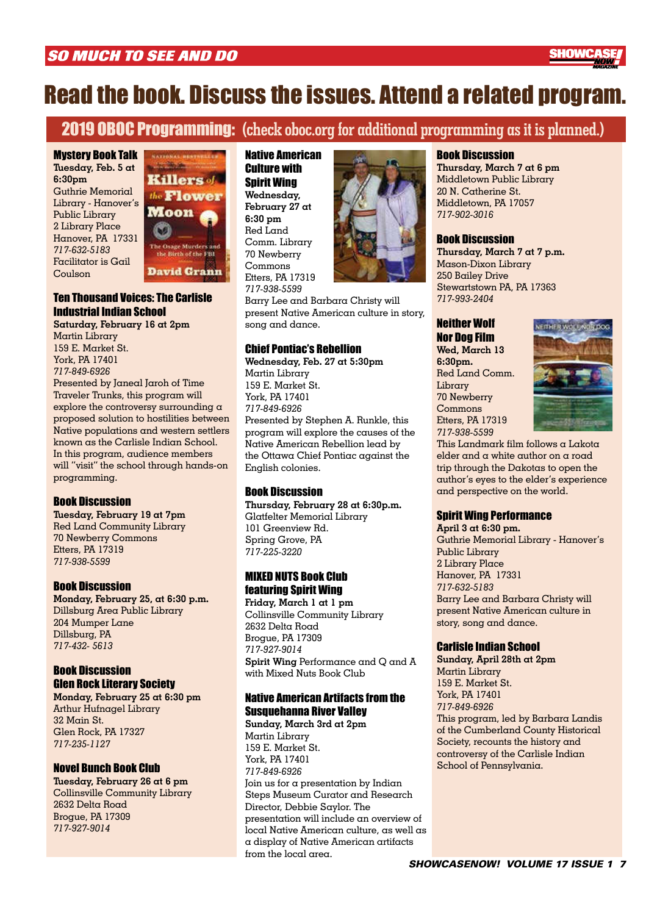# Read the book. Discuss the issues. Attend a related program.

## 2019 OBOC Programming: (check oboc.org for additional programming as it is planned.)

### Mystery Book Talk

**Tuesday, Feb. 5 at 6:30pm**
Guthrie Memorial Library - Hanover's Public Library
2 Library Place
Hanover, PA 17331
*717-632-5183*
Facilitator is Gail Coulson

### Ten Thousand Voices: The Carlisle Industrial Indian School

**Saturday, February 16 at 2pm**
Martin Library
159 E. Market St.
York, PA 17401
*717-849-6926*
Presented by Janeal Jaroh of Time Traveler Trunks, this program will explore the controversy surrounding a proposed solution to hostilities between Native populations and western settlers known as the Carlisle Indian School. In this program, audience members will "visit" the school through hands-on programming.

### Book Discussion

**Tuesday, February 19 at 7pm**
Red Land Community Library
70 Newberry Commons
Etters, PA 17319
*717-938-5599*

### Book Discussion

**Monday, February 25, at 6:30 p.m.**
Dillsburg Area Public Library
204 Mumper Lane
Dillsburg, PA
*717-432- 5613*

### Book Discussion Glen Rock Literary Society

**Monday, February 25 at 6:30 pm**
Arthur Hufnagel Library
32 Main St.
Glen Rock, PA 17327
*717-235-1127*

### Novel Bunch Book Club

**Tuesday, February 26 at 6 pm**
Collinsville Community Library
2632 Delta Road
Brogue, PA 17309
*717-927-9014*

### Native American Culture with Spirit Wing

**Wednesday, February 27 at 6:30 pm**
Red Land Comm. Library
70 Newberry Commons
Etters, PA 17319
*717-938-5599*
Barry Lee and Barbara Christy will present Native American culture in story, song and dance.

### Chief Pontiac's Rebellion

**Wednesday, Feb. 27 at 5:30pm**
Martin Library
159 E. Market St.
York, PA 17401
*717-849-6926*
Presented by Stephen A. Runkle, this program will explore the causes of the Native American Rebellion lead by the Ottawa Chief Pontiac against the English colonies.

### Book Discussion

**Thursday, February 28 at 6:30p.m.**
Glatfelter Memorial Library
101 Greenview Rd.
Spring Grove, PA
*717-225-3220*

### MIXED NUTS Book Club featuring Spirit Wing

**Friday, March 1 at 1 pm**
Collinsville Community Library
2632 Delta Road
Brogue, PA 17309
*717-927-9014*
**Spirit Wing** Performance and Q and A with Mixed Nuts Book Club

### Native American Artifacts from the Susquehanna River Valley

**Sunday, March 3rd at 2pm**
Martin Library
159 E. Market St.
York, PA 17401
*717-849-6926*
Join us for a presentation by Indian Steps Museum Curator and Research Director, Debbie Saylor. The presentation will include an overview of local Native American culture, as well as a display of Native American artifacts from the local area.

### Book Discussion

**Thursday, March 7 at 6 pm**
Middletown Public Library
20 N. Catherine St.
Middletown, PA 17057
*717-902-3016*

### Book Discussion

**Thursday, March 7 at 7 p.m.**
Mason-Dixon Library
250 Bailey Drive
Stewartstown PA, PA 17363
*717-993-2404*

### Neither Wolf Nor Dog Film

**Wed, March 13 6:30pm.**
Red Land Comm. Library
70 Newberry Commons
Etters, PA 17319
*717-938-5599*
This Landmark film follows a Lakota elder and a white author on a road trip through the Dakotas to open the author's eyes to the elder's experience and perspective on the world.

### Spirit Wing Performance

**April 3 at 6:30 pm.**
Guthrie Memorial Library - Hanover's Public Library
2 Library Place
Hanover, PA 17331
*717-632-5183*
Barry Lee and Barbara Christy will present Native American culture in story, song and dance.

### Carlisle Indian School

**Sunday, April 28th at 2pm**
Martin Library
159 E. Market St.
York, PA 17401
*717-849-6926*
This program, led by Barbara Landis of the Cumberland County Historical Society, recounts the history and controversy of the Carlisle Indian School of Pennsylvania.